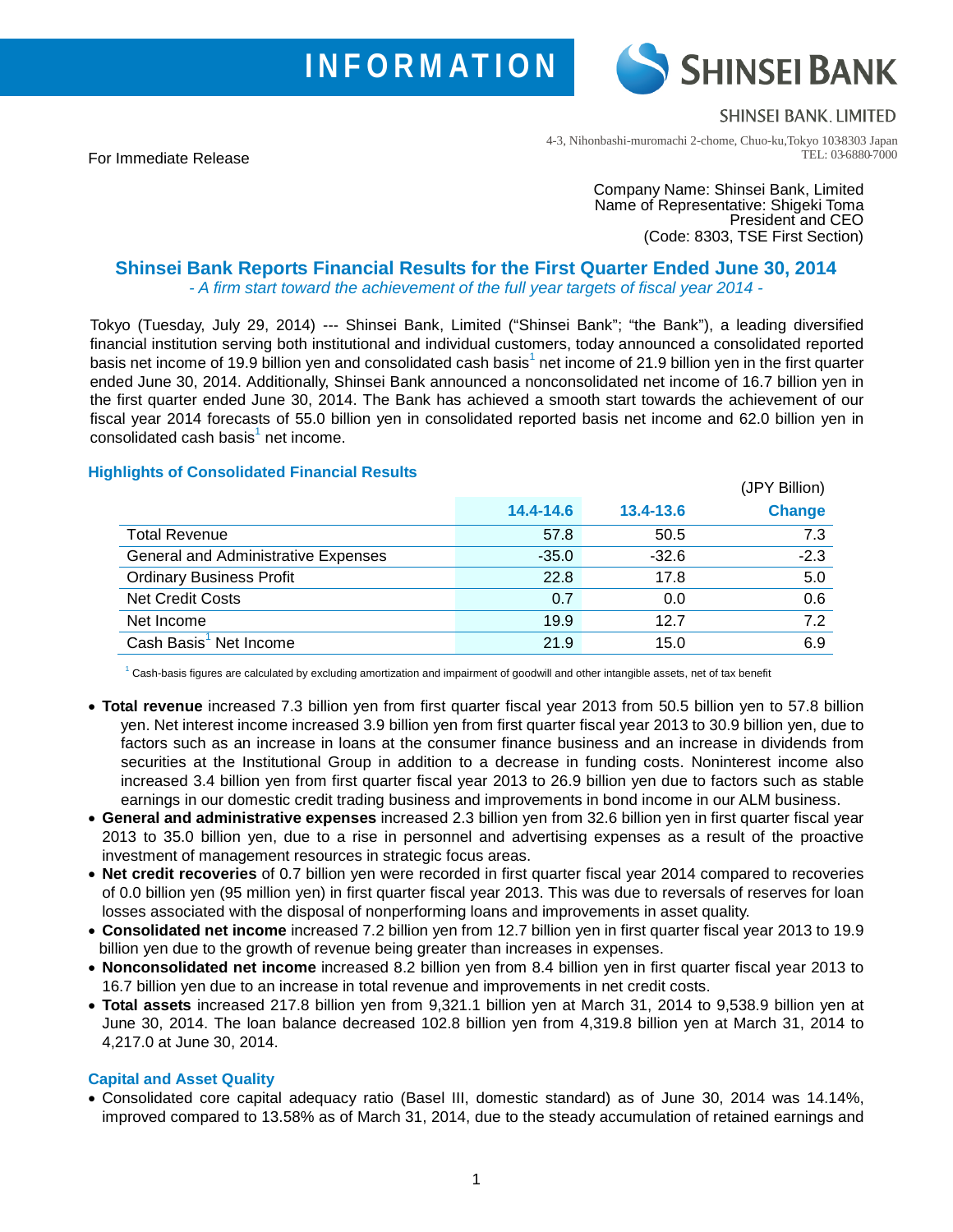INFORMATION

SHINSEI BANK

SHINSEI BANK, LIMITED

4-3, Nihonbashi-muromachi 2-chome, Chuo-ku,Tokyo 103-8303 Japan
TEL: 03-6880-7000

For Immediate Release

Company Name: Shinsei Bank, Limited
Name of Representative: Shigeki Toma
President and CEO
(Code: 8303, TSE First Section)

# Shinsei Bank Reports Financial Results for the First Quarter Ended June 30, 2014

*- A firm start toward the achievement of the full year targets of fiscal year 2014 -*

Tokyo (Tuesday, July 29, 2014) --- Shinsei Bank, Limited ("Shinsei Bank"; "the Bank"), a leading diversified financial institution serving both institutional and individual customers, today announced a consolidated reported basis net income of 19.9 billion yen and consolidated cash basis[1] net income of 21.9 billion yen in the first quarter ended June 30, 2014. Additionally, Shinsei Bank announced a nonconsolidated net income of 16.7 billion yen in the first quarter ended June 30, 2014. The Bank has achieved a smooth start towards the achievement of our fiscal year 2014 forecasts of 55.0 billion yen in consolidated reported basis net income and 62.0 billion yen in consolidated cash basis[1] net income.

## Highlights of Consolidated Financial Results

(JPY Billion)

| | 14.4-14.6 | 13.4-13.6 | Change |
|---|---|---|---|
| Total Revenue | 57.8 | 50.5 | 7.3 |
| General and Administrative Expenses | -35.0 | -32.6 | -2.3 |
| Ordinary Business Profit | 22.8 | 17.8 | 5.0 |
| Net Credit Costs | 0.7 | 0.0 | 0.6 |
| Net Income | 19.9 | 12.7 | 7.2 |
| Cash Basis[1] Net Income | 21.9 | 15.0 | 6.9 |

[1] Cash-basis figures are calculated by excluding amortization and impairment of goodwill and other intangible assets, net of tax benefit

- **Total revenue** increased 7.3 billion yen from first quarter fiscal year 2013 from 50.5 billion yen to 57.8 billion yen. Net interest income increased 3.9 billion yen from first quarter fiscal year 2013 to 30.9 billion yen, due to factors such as an increase in loans at the consumer finance business and an increase in dividends from securities at the Institutional Group in addition to a decrease in funding costs. Noninterest income also increased 3.4 billion yen from first quarter fiscal year 2013 to 26.9 billion yen due to factors such as stable earnings in our domestic credit trading business and improvements in bond income in our ALM business.
- **General and administrative expenses** increased 2.3 billion yen from 32.6 billion yen in first quarter fiscal year 2013 to 35.0 billion yen, due to a rise in personnel and advertising expenses as a result of the proactive investment of management resources in strategic focus areas.
- **Net credit recoveries** of 0.7 billion yen were recorded in first quarter fiscal year 2014 compared to recoveries of 0.0 billion yen (95 million yen) in first quarter fiscal year 2013. This was due to reversals of reserves for loan losses associated with the disposal of nonperforming loans and improvements in asset quality.
- **Consolidated net income** increased 7.2 billion yen from 12.7 billion yen in first quarter fiscal year 2013 to 19.9 billion yen due to the growth of revenue being greater than increases in expenses.
- **Nonconsolidated net income** increased 8.2 billion yen from 8.4 billion yen in first quarter fiscal year 2013 to 16.7 billion yen due to an increase in total revenue and improvements in net credit costs.
- **Total assets** increased 217.8 billion yen from 9,321.1 billion yen at March 31, 2014 to 9,538.9 billion yen at June 30, 2014. The loan balance decreased 102.8 billion yen from 4,319.8 billion yen at March 31, 2014 to 4,217.0 at June 30, 2014.

## Capital and Asset Quality

- Consolidated core capital adequacy ratio (Basel III, domestic standard) as of June 30, 2014 was 14.14%, improved compared to 13.58% as of March 31, 2014, due to the steady accumulation of retained earnings and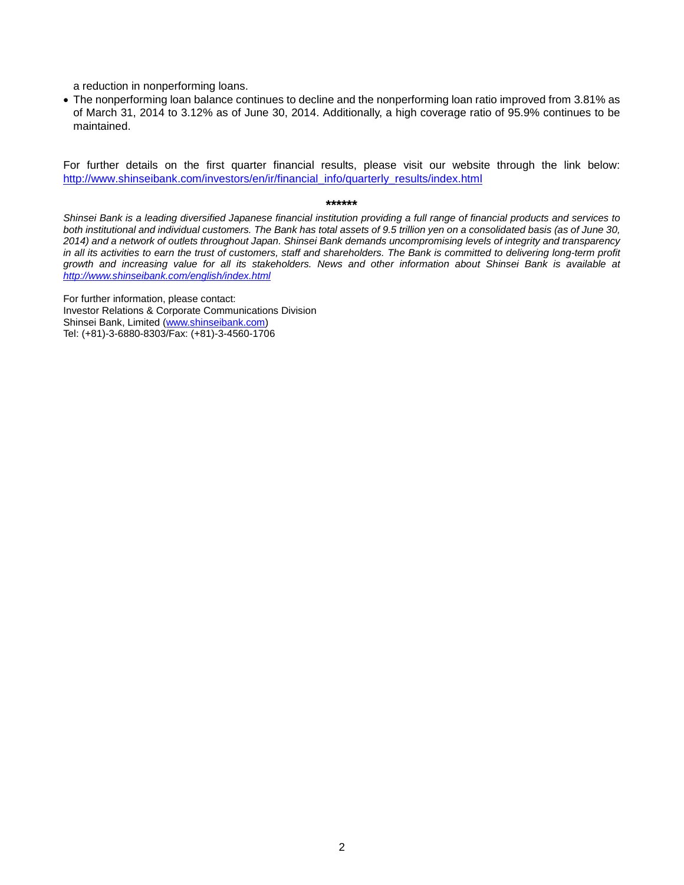a reduction in nonperforming loans.

- The nonperforming loan balance continues to decline and the nonperforming loan ratio improved from 3.81% as of March 31, 2014 to 3.12% as of June 30, 2014. Additionally, a high coverage ratio of 95.9% continues to be maintained.

For further details on the first quarter financial results, please visit our website through the link below: http://www.shinseibank.com/investors/en/ir/financial_info/quarterly_results/index.html

**\*\*\*\*\*\***

*Shinsei Bank is a leading diversified Japanese financial institution providing a full range of financial products and services to both institutional and individual customers. The Bank has total assets of 9.5 trillion yen on a consolidated basis (as of June 30, 2014) and a network of outlets throughout Japan. Shinsei Bank demands uncompromising levels of integrity and transparency in all its activities to earn the trust of customers, staff and shareholders. The Bank is committed to delivering long-term profit growth and increasing value for all its stakeholders. News and other information about Shinsei Bank is available at http://www.shinseibank.com/english/index.html*

For further information, please contact:
Investor Relations & Corporate Communications Division
Shinsei Bank, Limited (www.shinseibank.com)
Tel: (+81)-3-6880-8303/Fax: (+81)-3-4560-1706